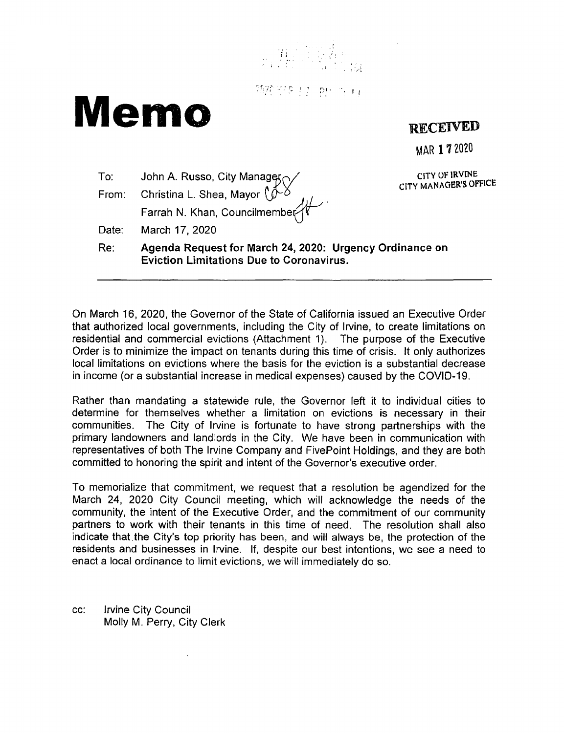# Memo

**RECEIVED**

MAR 17 2020

CITY OF IRVINE
CITY MANAGER'S OFFICE

To: John A. Russo, City Manager

From: Christina L. Shea, Mayor
Farrah N. Khan, Councilmember

Date: March 17, 2020

Re: **Agenda Request for March 24, 2020: Urgency Ordinance on Eviction Limitations Due to Coronavirus.**

---

On March 16, 2020, the Governor of the State of California issued an Executive Order that authorized local governments, including the City of Irvine, to create limitations on residential and commercial evictions (Attachment 1). The purpose of the Executive Order is to minimize the impact on tenants during this time of crisis. It only authorizes local limitations on evictions where the basis for the eviction is a substantial decrease in income (or a substantial increase in medical expenses) caused by the COVID-19.

Rather than mandating a statewide rule, the Governor left it to individual cities to determine for themselves whether a limitation on evictions is necessary in their communities. The City of Irvine is fortunate to have strong partnerships with the primary landowners and landlords in the City. We have been in communication with representatives of both The Irvine Company and FivePoint Holdings, and they are both committed to honoring the spirit and intent of the Governor's executive order.

To memorialize that commitment, we request that a resolution be agendized for the March 24, 2020 City Council meeting, which will acknowledge the needs of the community, the intent of the Executive Order, and the commitment of our community partners to work with their tenants in this time of need. The resolution shall also indicate that the City's top priority has been, and will always be, the protection of the residents and businesses in Irvine. If, despite our best intentions, we see a need to enact a local ordinance to limit evictions, we will immediately do so.

cc: Irvine City Council
Molly M. Perry, City Clerk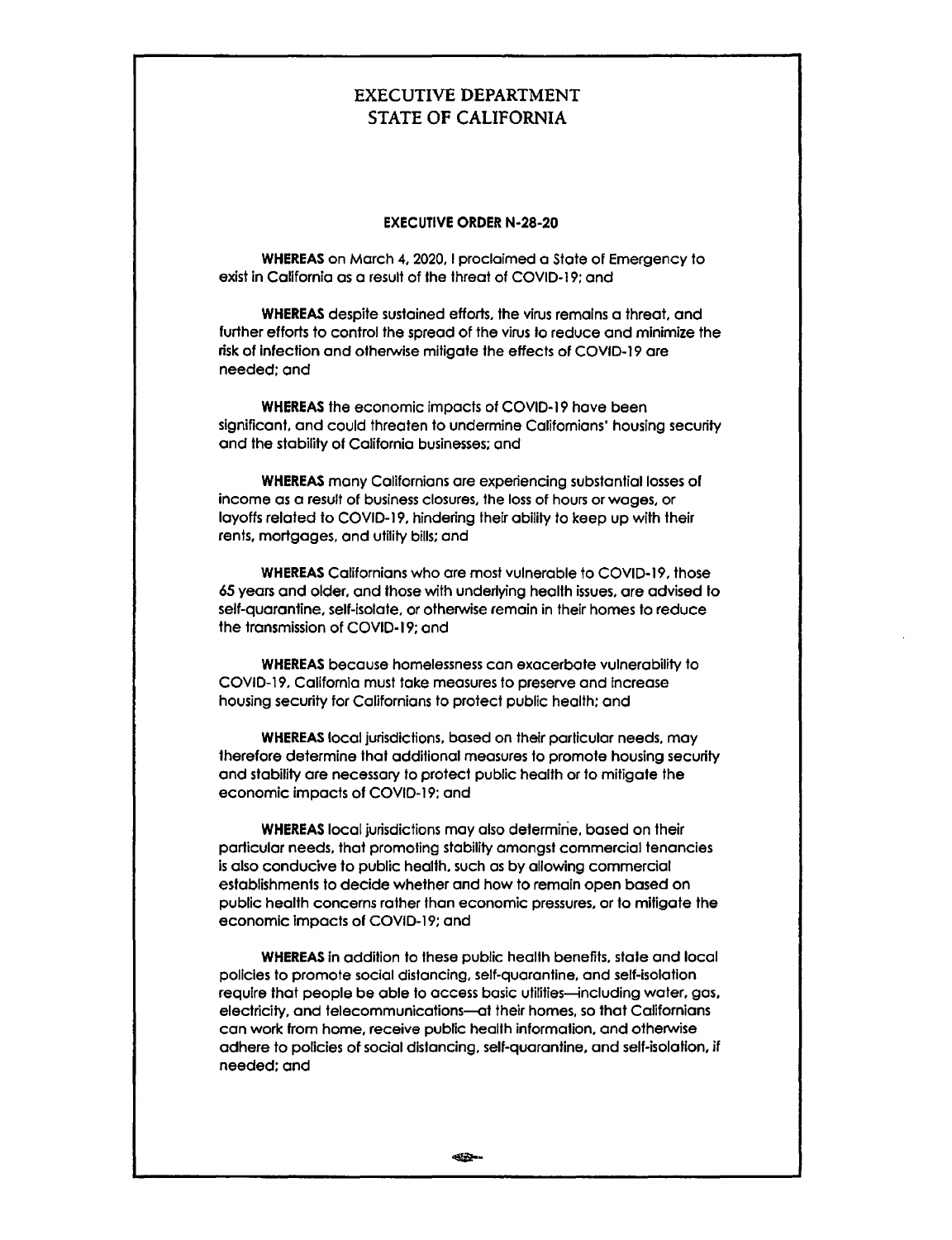# EXECUTIVE DEPARTMENT
# STATE OF CALIFORNIA

## EXECUTIVE ORDER N-28-20

**WHEREAS** on March 4, 2020, I proclaimed a State of Emergency to exist in California as a result of the threat of COVID-19; and

**WHEREAS** despite sustained efforts, the virus remains a threat, and further efforts to control the spread of the virus to reduce and minimize the risk of infection and otherwise mitigate the effects of COVID-19 are needed; and

**WHEREAS** the economic impacts of COVID-19 have been significant, and could threaten to undermine Californians' housing security and the stability of California businesses; and

**WHEREAS** many Californians are experiencing substantial losses of income as a result of business closures, the loss of hours or wages, or layoffs related to COVID-19, hindering their ability to keep up with their rents, mortgages, and utility bills; and

**WHEREAS** Californians who are most vulnerable to COVID-19, those 65 years and older, and those with underlying health issues, are advised to self-quarantine, self-isolate, or otherwise remain in their homes to reduce the transmission of COVID-19; and

**WHEREAS** because homelessness can exacerbate vulnerability to COVID-19, California must take measures to preserve and increase housing security for Californians to protect public health; and

**WHEREAS** local jurisdictions, based on their particular needs, may therefore determine that additional measures to promote housing security and stability are necessary to protect public health or to mitigate the economic impacts of COVID-19; and

**WHEREAS** local jurisdictions may also determine, based on their particular needs, that promoting stability amongst commercial tenancies is also conducive to public health, such as by allowing commercial establishments to decide whether and how to remain open based on public health concerns rather than economic pressures, or to mitigate the economic impacts of COVID-19; and

**WHEREAS** in addition to these public health benefits, state and local policies to promote social distancing, self-quarantine, and self-isolation require that people be able to access basic utilities—including water, gas, electricity, and telecommunications—at their homes, so that Californians can work from home, receive public health information, and otherwise adhere to policies of social distancing, self-quarantine, and self-isolation, if needed; and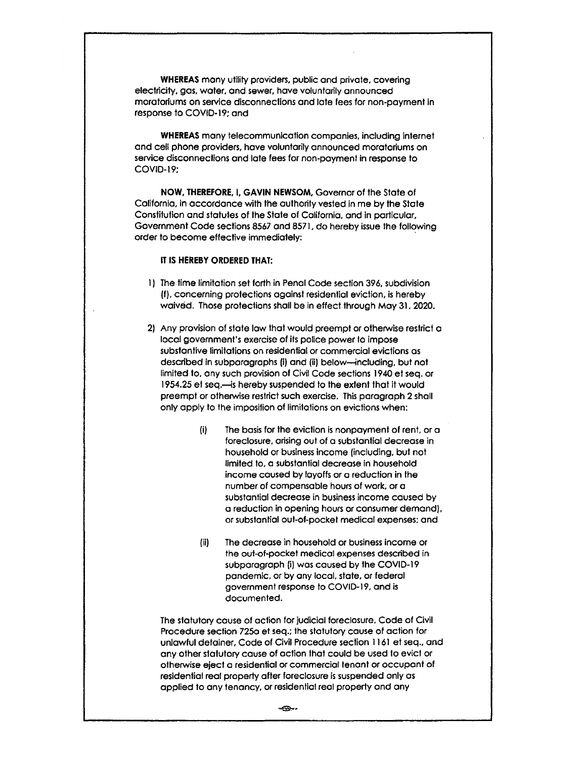**WHEREAS** many utility providers, public and private, covering electricity, gas, water, and sewer, have voluntarily announced moratoriums on service disconnections and late fees for non-payment in response to COVID-19; and

**WHEREAS** many telecommunication companies, including internet and cell phone providers, have voluntarily announced moratoriums on service disconnections and late fees for non-payment in response to COVID-19;

**NOW, THEREFORE, I, GAVIN NEWSOM,** Governor of the State of California, in accordance with the authority vested in me by the State Constitution and statutes of the State of California, and in particular, Government Code sections 8567 and 8571, do hereby issue the following order to become effective immediately:

**IT IS HEREBY ORDERED THAT:**

1) The time limitation set forth in Penal Code section 396, subdivision (f), concerning protections against residential eviction, is hereby waived. Those protections shall be in effect through May 31, 2020.

2) Any provision of state law that would preempt or otherwise restrict a local government's exercise of its police power to impose substantive limitations on residential or commercial evictions as described in subparagraphs (i) and (ii) below—including, but not limited to, any such provision of Civil Code sections 1940 et seq. or 1954.25 et seq.—is hereby suspended to the extent that it would preempt or otherwise restrict such exercise. This paragraph 2 shall only apply to the imposition of limitations on evictions when:

    (i) The basis for the eviction is nonpayment of rent, or a foreclosure, arising out of a substantial decrease in household or business income (including, but not limited to, a substantial decrease in household income caused by layoffs or a reduction in the number of compensable hours of work, or a substantial decrease in business income caused by a reduction in opening hours or consumer demand), or substantial out-of-pocket medical expenses; and

    (ii) The decrease in household or business income or the out-of-pocket medical expenses described in subparagraph (i) was caused by the COVID-19 pandemic, or by any local, state, or federal government response to COVID-19, and is documented.

The statutory cause of action for judicial foreclosure, Code of Civil Procedure section 725a et seq.; the statutory cause of action for unlawful detainer, Code of Civil Procedure section 1161 et seq., and any other statutory cause of action that could be used to evict or otherwise eject a residential or commercial tenant or occupant of residential real property after foreclosure is suspended only as applied to any tenancy, or residential real property and any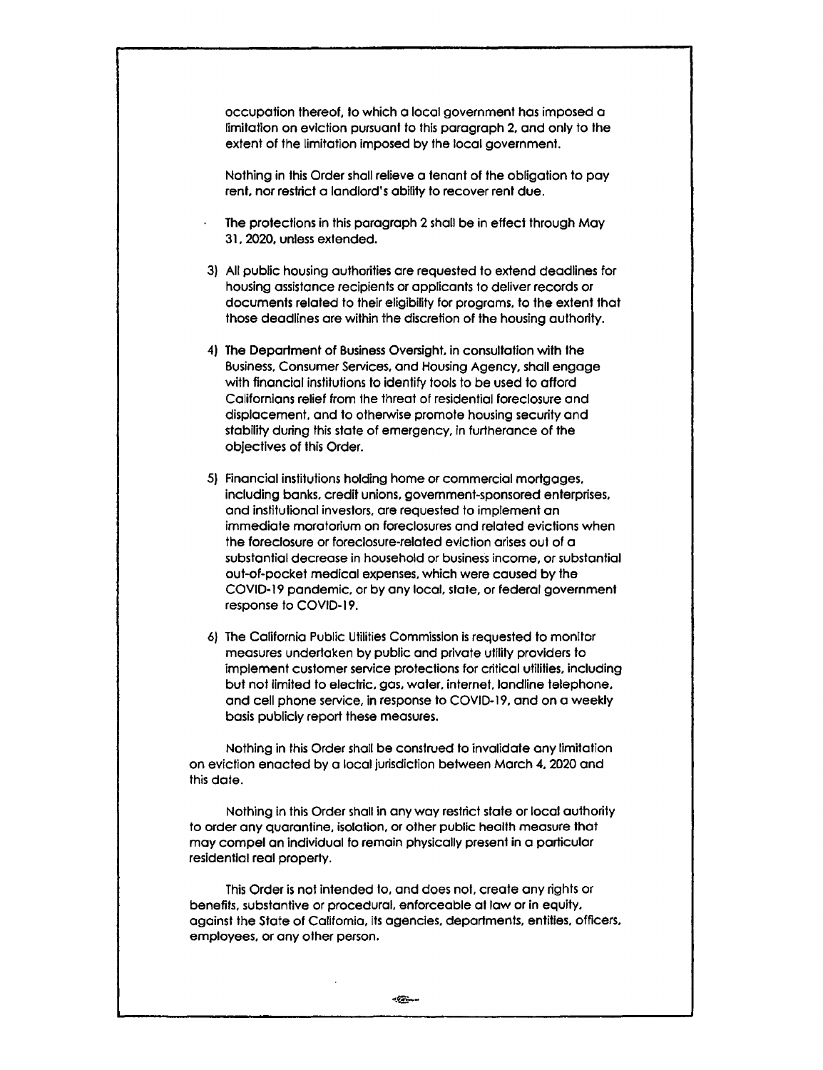occupation thereof, to which a local government has imposed a limitation on eviction pursuant to this paragraph 2, and only to the extent of the limitation imposed by the local government.

Nothing in this Order shall relieve a tenant of the obligation to pay rent, nor restrict a landlord's ability to recover rent due.

- The protections in this paragraph 2 shall be in effect through May 31, 2020, unless extended.

3) All public housing authorities are requested to extend deadlines for housing assistance recipients or applicants to deliver records or documents related to their eligibility for programs, to the extent that those deadlines are within the discretion of the housing authority.

4) The Department of Business Oversight, in consultation with the Business, Consumer Services, and Housing Agency, shall engage with financial institutions to identify tools to be used to afford Californians relief from the threat of residential foreclosure and displacement, and to otherwise promote housing security and stability during this state of emergency, in furtherance of the objectives of this Order.

5) Financial institutions holding home or commercial mortgages, including banks, credit unions, government-sponsored enterprises, and institutional investors, are requested to implement an immediate moratorium on foreclosures and related evictions when the foreclosure or foreclosure-related eviction arises out of a substantial decrease in household or business income, or substantial out-of-pocket medical expenses, which were caused by the COVID-19 pandemic, or by any local, state, or federal government response to COVID-19.

6) The California Public Utilities Commission is requested to monitor measures undertaken by public and private utility providers to implement customer service protections for critical utilities, including but not limited to electric, gas, water, internet, landline telephone, and cell phone service, in response to COVID-19, and on a weekly basis publicly report these measures.

Nothing in this Order shall be construed to invalidate any limitation on eviction enacted by a local jurisdiction between March 4, 2020 and this date.

Nothing in this Order shall in any way restrict state or local authority to order any quarantine, isolation, or other public health measure that may compel an individual to remain physically present in a particular residential real property.

This Order is not intended to, and does not, create any rights or benefits, substantive or procedural, enforceable at law or in equity, against the State of California, its agencies, departments, entities, officers, employees, or any other person.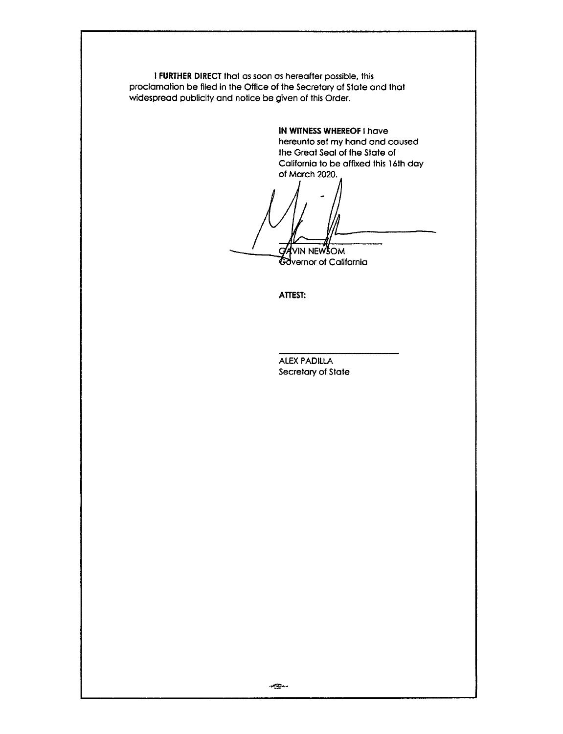**I FURTHER DIRECT** that as soon as hereafter possible, this proclamation be filed in the Office of the Secretary of State and that widespread publicity and notice be given of this Order.

**IN WITNESS WHEREOF** I have hereunto set my hand and caused the Great Seal of the State of California to be affixed this 16th day of March 2020.

GAVIN NEWSOM
Governor of California

**ATTEST:**

ALEX PADILLA
Secretary of State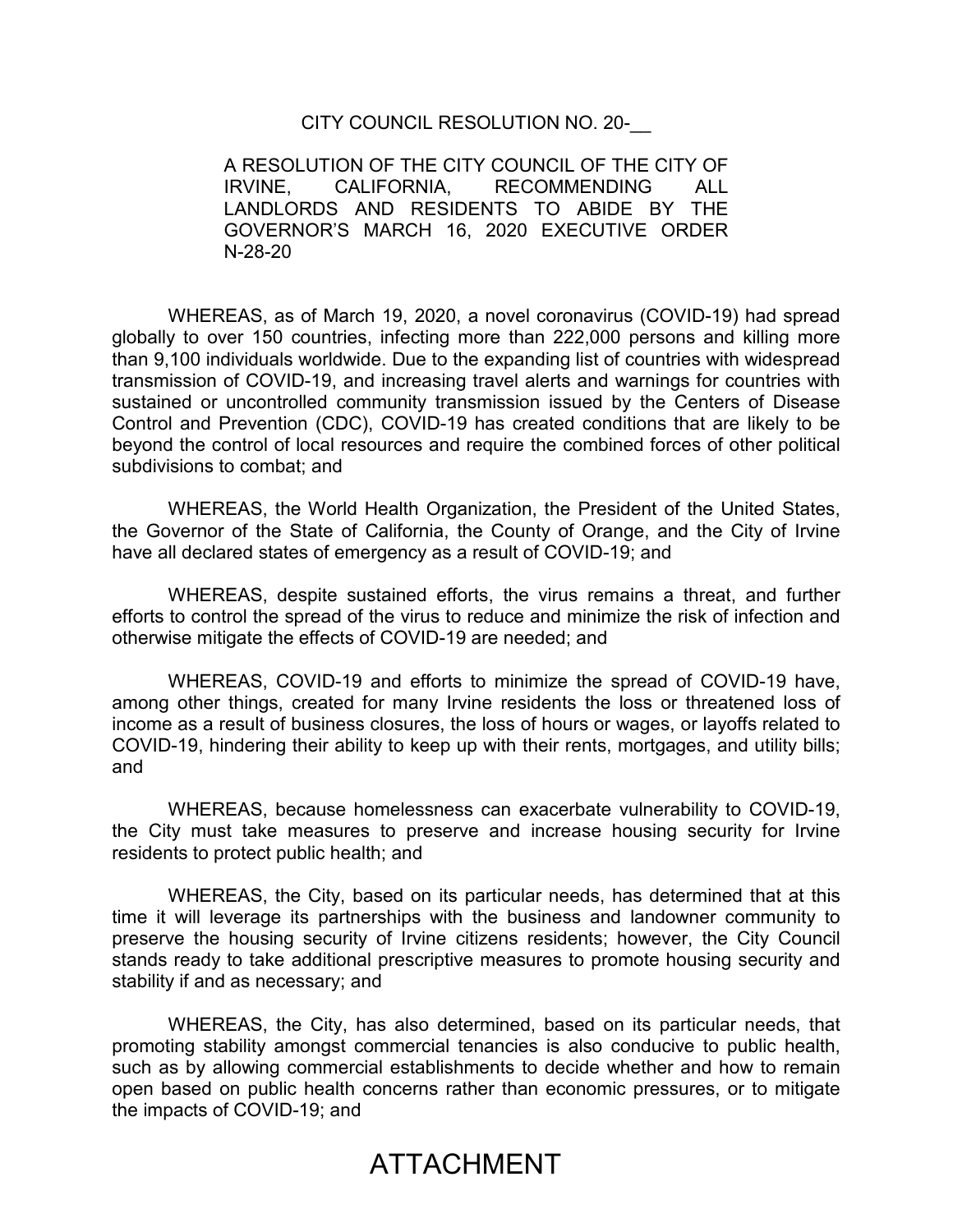CITY COUNCIL RESOLUTION NO. 20-__

A RESOLUTION OF THE CITY COUNCIL OF THE CITY OF IRVINE, CALIFORNIA, RECOMMENDING ALL LANDLORDS AND RESIDENTS TO ABIDE BY THE GOVERNOR'S MARCH 16, 2020 EXECUTIVE ORDER N-28-20

WHEREAS, as of March 19, 2020, a novel coronavirus (COVID-19) had spread globally to over 150 countries, infecting more than 222,000 persons and killing more than 9,100 individuals worldwide. Due to the expanding list of countries with widespread transmission of COVID-19, and increasing travel alerts and warnings for countries with sustained or uncontrolled community transmission issued by the Centers of Disease Control and Prevention (CDC), COVID-19 has created conditions that are likely to be beyond the control of local resources and require the combined forces of other political subdivisions to combat; and

WHEREAS, the World Health Organization, the President of the United States, the Governor of the State of California, the County of Orange, and the City of Irvine have all declared states of emergency as a result of COVID-19; and

WHEREAS, despite sustained efforts, the virus remains a threat, and further efforts to control the spread of the virus to reduce and minimize the risk of infection and otherwise mitigate the effects of COVID-19 are needed; and

WHEREAS, COVID-19 and efforts to minimize the spread of COVID-19 have, among other things, created for many Irvine residents the loss or threatened loss of income as a result of business closures, the loss of hours or wages, or layoffs related to COVID-19, hindering their ability to keep up with their rents, mortgages, and utility bills; and

WHEREAS, because homelessness can exacerbate vulnerability to COVID-19, the City must take measures to preserve and increase housing security for Irvine residents to protect public health; and

WHEREAS, the City, based on its particular needs, has determined that at this time it will leverage its partnerships with the business and landowner community to preserve the housing security of Irvine citizens residents; however, the City Council stands ready to take additional prescriptive measures to promote housing security and stability if and as necessary; and

WHEREAS, the City, has also determined, based on its particular needs, that promoting stability amongst commercial tenancies is also conducive to public health, such as by allowing commercial establishments to decide whether and how to remain open based on public health concerns rather than economic pressures, or to mitigate the impacts of COVID-19; and

# ATTACHMENT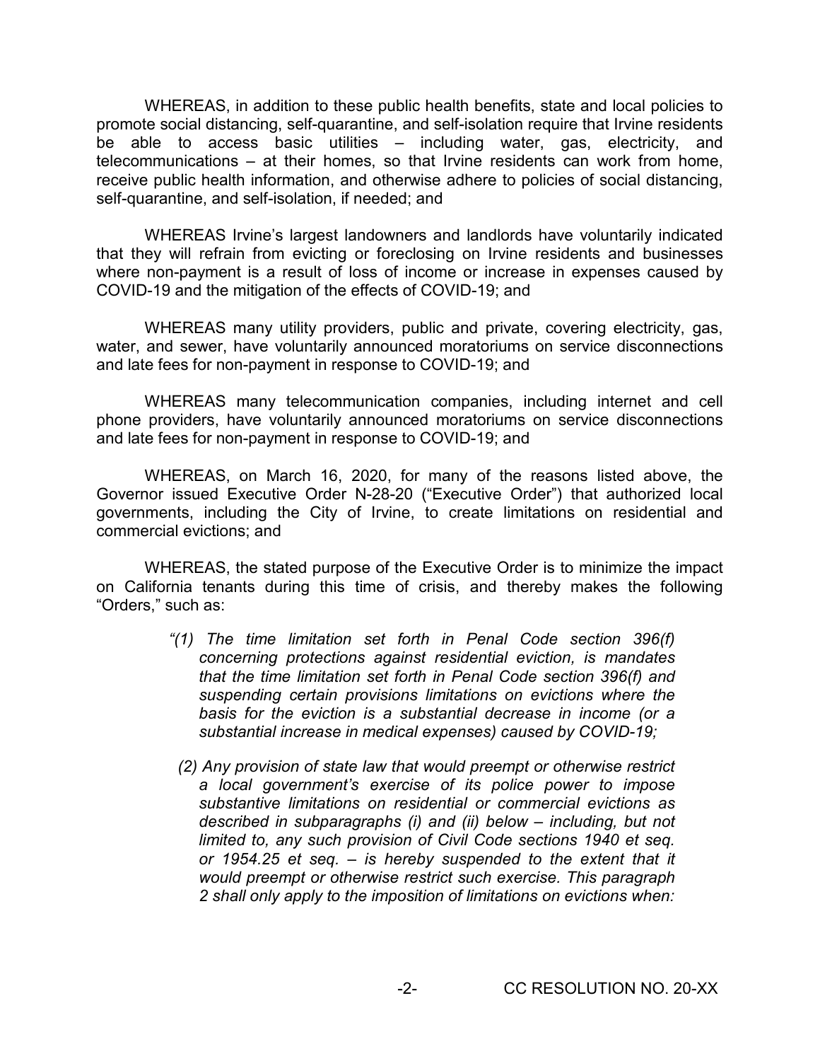WHEREAS, in addition to these public health benefits, state and local policies to promote social distancing, self-quarantine, and self-isolation require that Irvine residents be able to access basic utilities – including water, gas, electricity, and telecommunications – at their homes, so that Irvine residents can work from home, receive public health information, and otherwise adhere to policies of social distancing, self-quarantine, and self-isolation, if needed; and

WHEREAS Irvine's largest landowners and landlords have voluntarily indicated that they will refrain from evicting or foreclosing on Irvine residents and businesses where non-payment is a result of loss of income or increase in expenses caused by COVID-19 and the mitigation of the effects of COVID-19; and

WHEREAS many utility providers, public and private, covering electricity, gas, water, and sewer, have voluntarily announced moratoriums on service disconnections and late fees for non-payment in response to COVID-19; and

WHEREAS many telecommunication companies, including internet and cell phone providers, have voluntarily announced moratoriums on service disconnections and late fees for non-payment in response to COVID-19; and

WHEREAS, on March 16, 2020, for many of the reasons listed above, the Governor issued Executive Order N-28-20 ("Executive Order") that authorized local governments, including the City of Irvine, to create limitations on residential and commercial evictions; and

WHEREAS, the stated purpose of the Executive Order is to minimize the impact on California tenants during this time of crisis, and thereby makes the following "Orders," such as:

> *"(1) The time limitation set forth in Penal Code section 396(f) concerning protections against residential eviction, is mandates that the time limitation set forth in Penal Code section 396(f) and suspending certain provisions limitations on evictions where the basis for the eviction is a substantial decrease in income (or a substantial increase in medical expenses) caused by COVID-19;*
>
> *(2) Any provision of state law that would preempt or otherwise restrict a local government's exercise of its police power to impose substantive limitations on residential or commercial evictions as described in subparagraphs (i) and (ii) below – including, but not limited to, any such provision of Civil Code sections 1940 et seq. or 1954.25 et seq. – is hereby suspended to the extent that it would preempt or otherwise restrict such exercise. This paragraph 2 shall only apply to the imposition of limitations on evictions when:*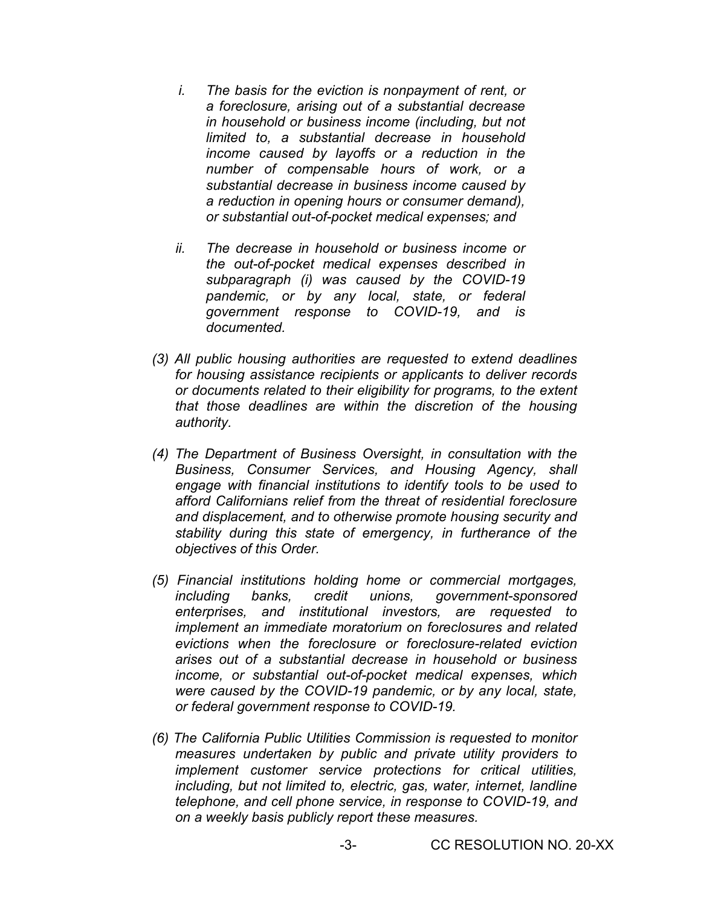*i. The basis for the eviction is nonpayment of rent, or a foreclosure, arising out of a substantial decrease in household or business income (including, but not limited to, a substantial decrease in household income caused by layoffs or a reduction in the number of compensable hours of work, or a substantial decrease in business income caused by a reduction in opening hours or consumer demand), or substantial out-of-pocket medical expenses; and*

*ii. The decrease in household or business income or the out-of-pocket medical expenses described in subparagraph (i) was caused by the COVID-19 pandemic, or by any local, state, or federal government response to COVID-19, and is documented.*

*(3) All public housing authorities are requested to extend deadlines for housing assistance recipients or applicants to deliver records or documents related to their eligibility for programs, to the extent that those deadlines are within the discretion of the housing authority.*

*(4) The Department of Business Oversight, in consultation with the Business, Consumer Services, and Housing Agency, shall engage with financial institutions to identify tools to be used to afford Californians relief from the threat of residential foreclosure and displacement, and to otherwise promote housing security and stability during this state of emergency, in furtherance of the objectives of this Order.*

*(5) Financial institutions holding home or commercial mortgages, including banks, credit unions, government-sponsored enterprises, and institutional investors, are requested to implement an immediate moratorium on foreclosures and related evictions when the foreclosure or foreclosure-related eviction arises out of a substantial decrease in household or business income, or substantial out-of-pocket medical expenses, which were caused by the COVID-19 pandemic, or by any local, state, or federal government response to COVID-19.*

*(6) The California Public Utilities Commission is requested to monitor measures undertaken by public and private utility providers to implement customer service protections for critical utilities, including, but not limited to, electric, gas, water, internet, landline telephone, and cell phone service, in response to COVID-19, and on a weekly basis publicly report these measures.*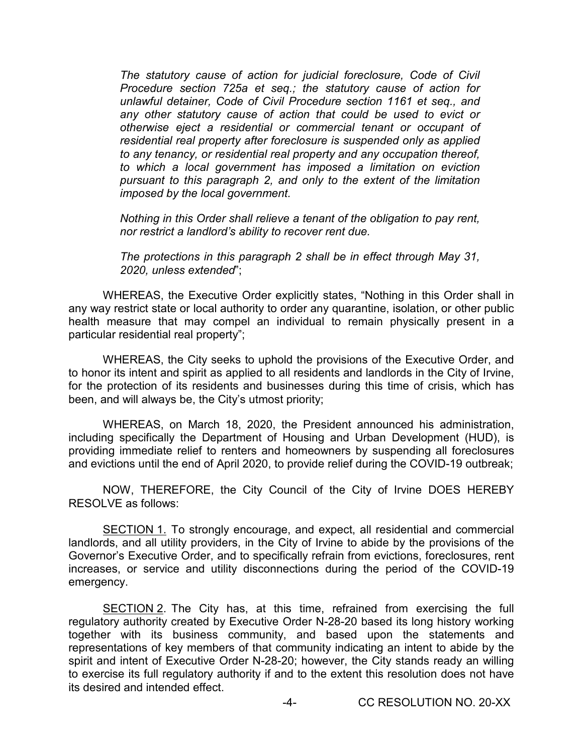*The statutory cause of action for judicial foreclosure, Code of Civil Procedure section 725a et seq.; the statutory cause of action for unlawful detainer, Code of Civil Procedure section 1161 et seq., and any other statutory cause of action that could be used to evict or otherwise eject a residential or commercial tenant or occupant of residential real property after foreclosure is suspended only as applied to any tenancy, or residential real property and any occupation thereof, to which a local government has imposed a limitation on eviction pursuant to this paragraph 2, and only to the extent of the limitation imposed by the local government.*

*Nothing in this Order shall relieve a tenant of the obligation to pay rent, nor restrict a landlord's ability to recover rent due.*

*The protections in this paragraph 2 shall be in effect through May 31, 2020, unless extended*";

WHEREAS, the Executive Order explicitly states, "Nothing in this Order shall in any way restrict state or local authority to order any quarantine, isolation, or other public health measure that may compel an individual to remain physically present in a particular residential real property";

WHEREAS, the City seeks to uphold the provisions of the Executive Order, and to honor its intent and spirit as applied to all residents and landlords in the City of Irvine, for the protection of its residents and businesses during this time of crisis, which has been, and will always be, the City's utmost priority;

WHEREAS, on March 18, 2020, the President announced his administration, including specifically the Department of Housing and Urban Development (HUD), is providing immediate relief to renters and homeowners by suspending all foreclosures and evictions until the end of April 2020, to provide relief during the COVID-19 outbreak;

NOW, THEREFORE, the City Council of the City of Irvine DOES HEREBY RESOLVE as follows:

<u>SECTION 1.</u> To strongly encourage, and expect, all residential and commercial landlords, and all utility providers, in the City of Irvine to abide by the provisions of the Governor's Executive Order, and to specifically refrain from evictions, foreclosures, rent increases, or service and utility disconnections during the period of the COVID-19 emergency.

<u>SECTION 2</u>. The City has, at this time, refrained from exercising the full regulatory authority created by Executive Order N-28-20 based its long history working together with its business community, and based upon the statements and representations of key members of that community indicating an intent to abide by the spirit and intent of Executive Order N-28-20; however, the City stands ready an willing to exercise its full regulatory authority if and to the extent this resolution does not have its desired and intended effect.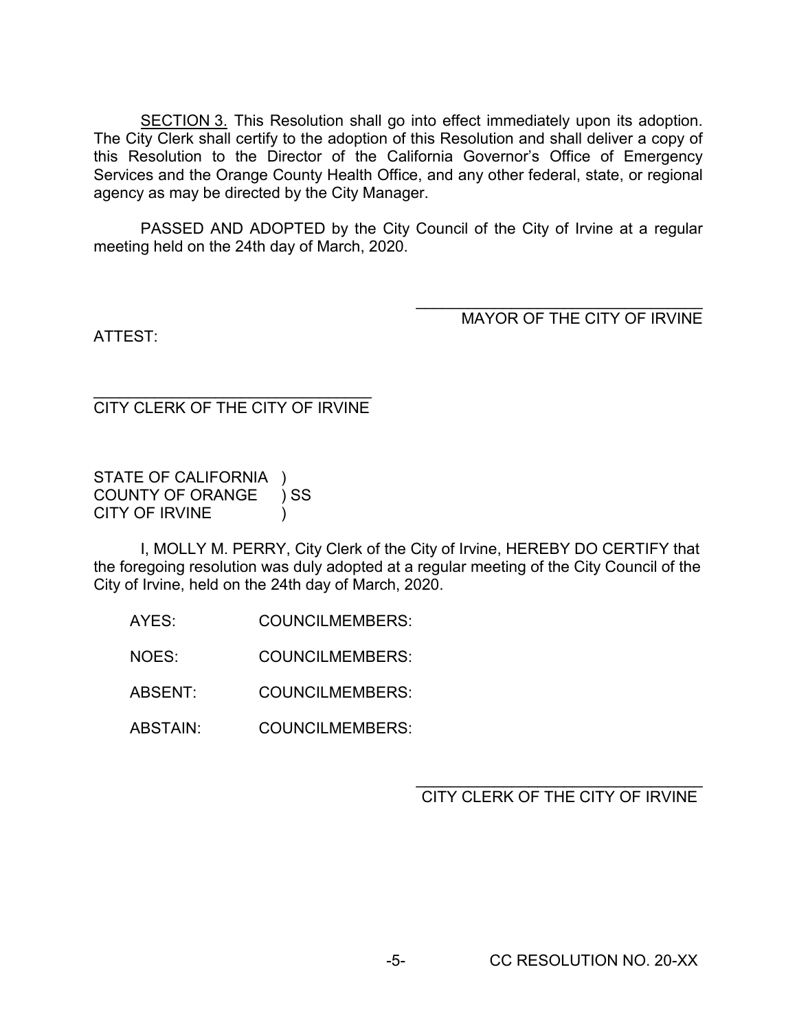<u>SECTION 3.</u> This Resolution shall go into effect immediately upon its adoption. The City Clerk shall certify to the adoption of this Resolution and shall deliver a copy of this Resolution to the Director of the California Governor's Office of Emergency Services and the Orange County Health Office, and any other federal, state, or regional agency as may be directed by the City Manager.

PASSED AND ADOPTED by the City Council of the City of Irvine at a regular meeting held on the 24th day of March, 2020.

\_\_\_\_\_\_\_\_\_\_\_\_\_\_\_\_\_\_\_\_\_\_\_\_\_\_\_\_\_\_\_\_\_\_

MAYOR OF THE CITY OF IRVINE

ATTEST:

\_\_\_\_\_\_\_\_\_\_\_\_\_\_\_\_\_\_\_\_\_\_\_\_\_\_\_\_\_\_\_\_\_\_

CITY CLERK OF THE CITY OF IRVINE

STATE OF CALIFORNIA )
COUNTY OF ORANGE ) SS
CITY OF IRVINE )

I, MOLLY M. PERRY, City Clerk of the City of Irvine, HEREBY DO CERTIFY that the foregoing resolution was duly adopted at a regular meeting of the City Council of the City of Irvine, held on the 24th day of March, 2020.

AYES: COUNCILMEMBERS:

NOES: COUNCILMEMBERS:

ABSENT: COUNCILMEMBERS:

ABSTAIN: COUNCILMEMBERS:

\_\_\_\_\_\_\_\_\_\_\_\_\_\_\_\_\_\_\_\_\_\_\_\_\_\_\_\_\_\_\_\_\_\_

CITY CLERK OF THE CITY OF IRVINE

CC RESOLUTION NO. 20-XX